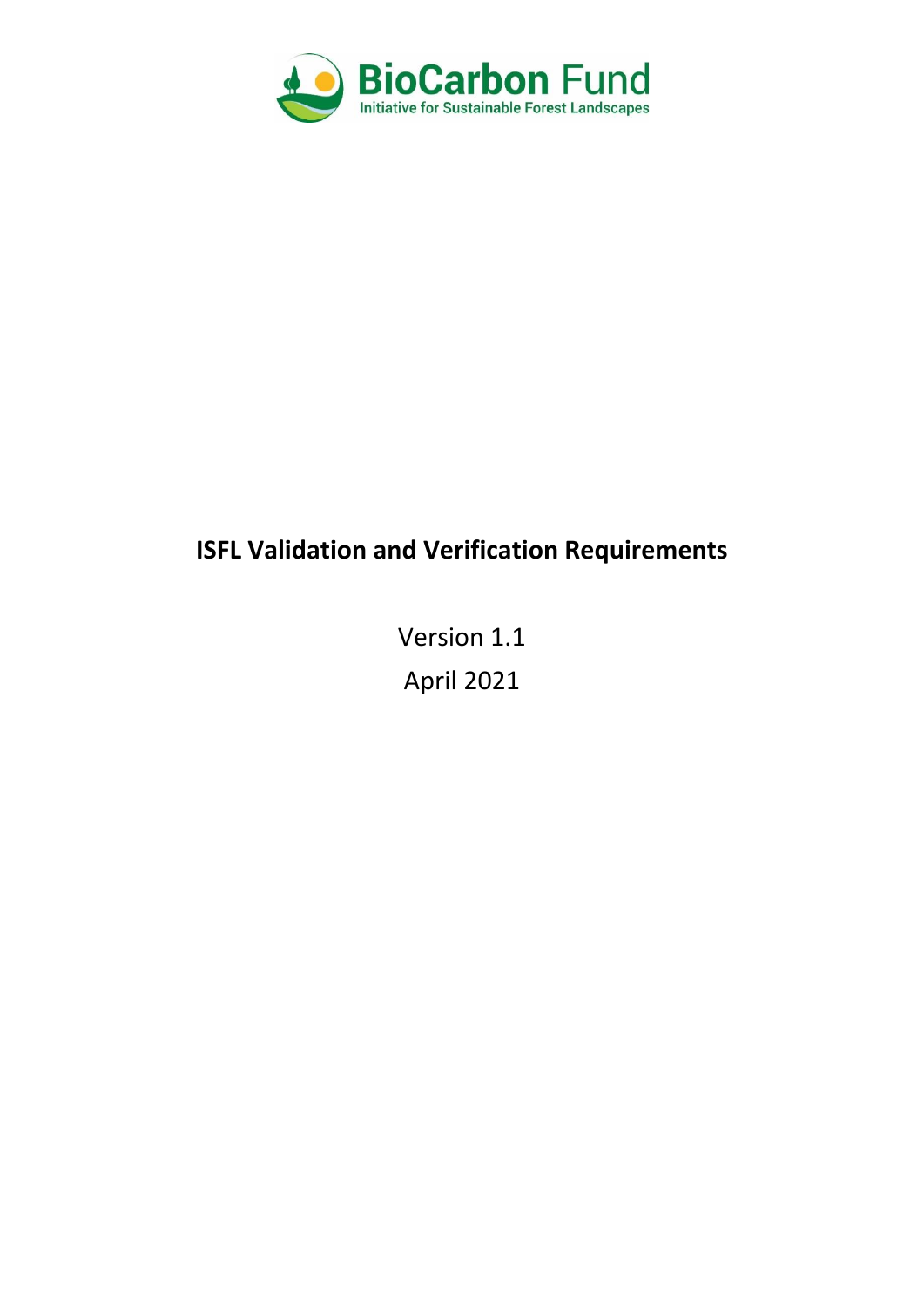BioCarbon Fund

Initiative for Sustainable Forest Landscapes

# ISFL Validation and Verification Requirements

Version 1.1

April 2021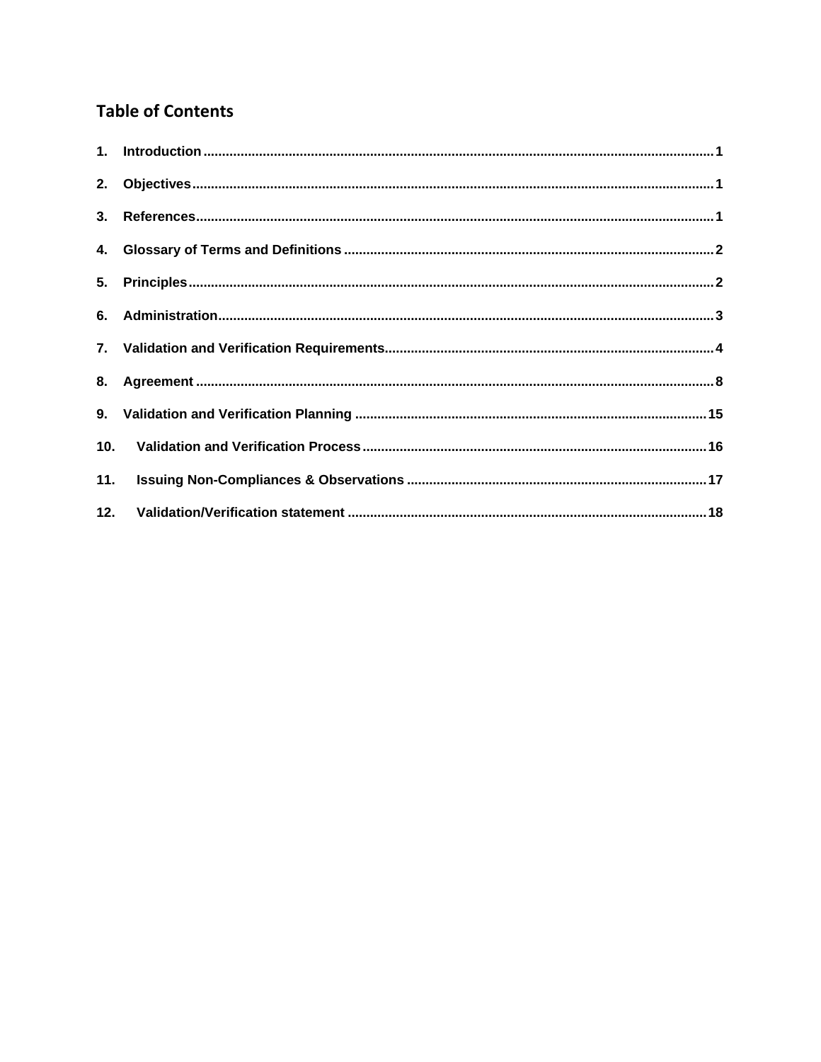# Table of Contents

1. Introduction ........................................................ 1
2. Objectives ........................................................ 1
3. References ........................................................ 1
4. Glossary of Terms and Definitions ........................................................ 2
5. Principles ........................................................ 2
6. Administration ........................................................ 3
7. Validation and Verification Requirements ........................................................ 4
8. Agreement ........................................................ 8
9. Validation and Verification Planning ........................................................ 15
10. Validation and Verification Process ........................................................ 16
11. Issuing Non-Compliances & Observations ........................................................ 17
12. Validation/Verification statement ........................................................ 18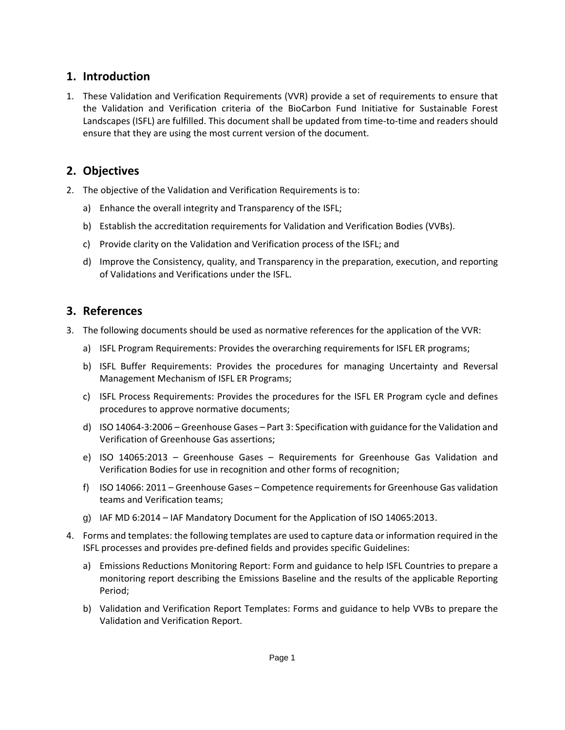## 1. Introduction

1. These Validation and Verification Requirements (VVR) provide a set of requirements to ensure that the Validation and Verification criteria of the BioCarbon Fund Initiative for Sustainable Forest Landscapes (ISFL) are fulfilled. This document shall be updated from time-to-time and readers should ensure that they are using the most current version of the document.

## 2. Objectives

2. The objective of the Validation and Verification Requirements is to:

   a) Enhance the overall integrity and Transparency of the ISFL;

   b) Establish the accreditation requirements for Validation and Verification Bodies (VVBs).

   c) Provide clarity on the Validation and Verification process of the ISFL; and

   d) Improve the Consistency, quality, and Transparency in the preparation, execution, and reporting of Validations and Verifications under the ISFL.

## 3. References

3. The following documents should be used as normative references for the application of the VVR:

   a) ISFL Program Requirements: Provides the overarching requirements for ISFL ER programs;

   b) ISFL Buffer Requirements: Provides the procedures for managing Uncertainty and Reversal Management Mechanism of ISFL ER Programs;

   c) ISFL Process Requirements: Provides the procedures for the ISFL ER Program cycle and defines procedures to approve normative documents;

   d) ISO 14064-3:2006 – Greenhouse Gases – Part 3: Specification with guidance for the Validation and Verification of Greenhouse Gas assertions;

   e) ISO 14065:2013 – Greenhouse Gases – Requirements for Greenhouse Gas Validation and Verification Bodies for use in recognition and other forms of recognition;

   f) ISO 14066: 2011 – Greenhouse Gases – Competence requirements for Greenhouse Gas validation teams and Verification teams;

   g) IAF MD 6:2014 – IAF Mandatory Document for the Application of ISO 14065:2013.

4. Forms and templates: the following templates are used to capture data or information required in the ISFL processes and provides pre-defined fields and provides specific Guidelines:

   a) Emissions Reductions Monitoring Report: Form and guidance to help ISFL Countries to prepare a monitoring report describing the Emissions Baseline and the results of the applicable Reporting Period;

   b) Validation and Verification Report Templates: Forms and guidance to help VVBs to prepare the Validation and Verification Report.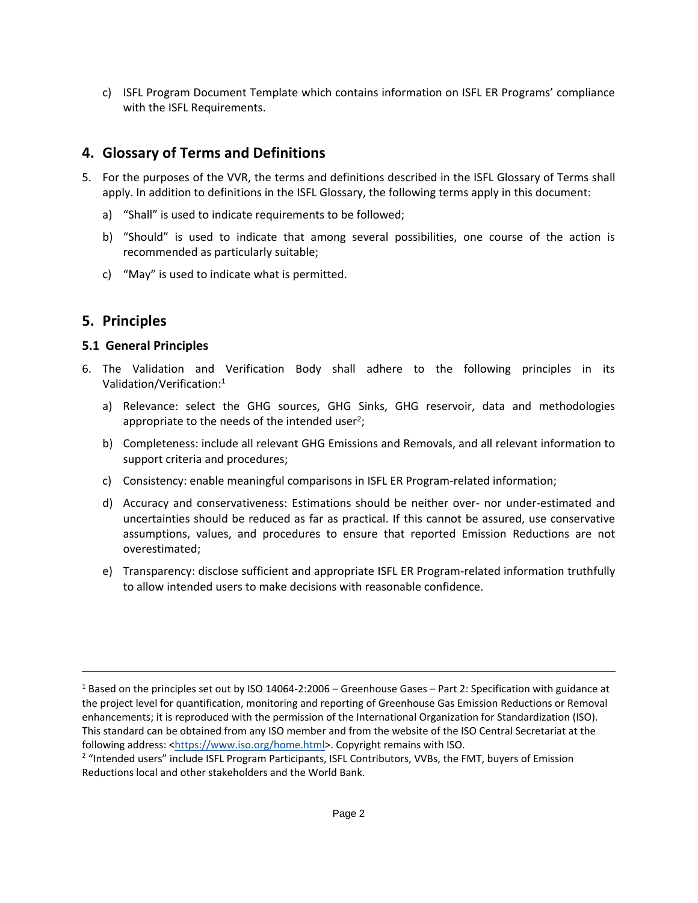c) ISFL Program Document Template which contains information on ISFL ER Programs' compliance with the ISFL Requirements.

## 4. Glossary of Terms and Definitions

5. For the purposes of the VVR, the terms and definitions described in the ISFL Glossary of Terms shall apply. In addition to definitions in the ISFL Glossary, the following terms apply in this document:

   a) "Shall" is used to indicate requirements to be followed;

   b) "Should" is used to indicate that among several possibilities, one course of the action is recommended as particularly suitable;

   c) "May" is used to indicate what is permitted.

## 5. Principles

### 5.1 General Principles

6. The Validation and Verification Body shall adhere to the following principles in its Validation/Verification:[1]

   a) Relevance: select the GHG sources, GHG Sinks, GHG reservoir, data and methodologies appropriate to the needs of the intended user[2];

   b) Completeness: include all relevant GHG Emissions and Removals, and all relevant information to support criteria and procedures;

   c) Consistency: enable meaningful comparisons in ISFL ER Program-related information;

   d) Accuracy and conservativeness: Estimations should be neither over- nor under-estimated and uncertainties should be reduced as far as practical. If this cannot be assured, use conservative assumptions, values, and procedures to ensure that reported Emission Reductions are not overestimated;

   e) Transparency: disclose sufficient and appropriate ISFL ER Program-related information truthfully to allow intended users to make decisions with reasonable confidence.

---

[1] Based on the principles set out by ISO 14064-2:2006 – Greenhouse Gases – Part 2: Specification with guidance at the project level for quantification, monitoring and reporting of Greenhouse Gas Emission Reductions or Removal enhancements; it is reproduced with the permission of the International Organization for Standardization (ISO). This standard can be obtained from any ISO member and from the website of the ISO Central Secretariat at the following address: <https://www.iso.org/home.html>. Copyright remains with ISO.

[2] "Intended users" include ISFL Program Participants, ISFL Contributors, VVBs, the FMT, buyers of Emission Reductions local and other stakeholders and the World Bank.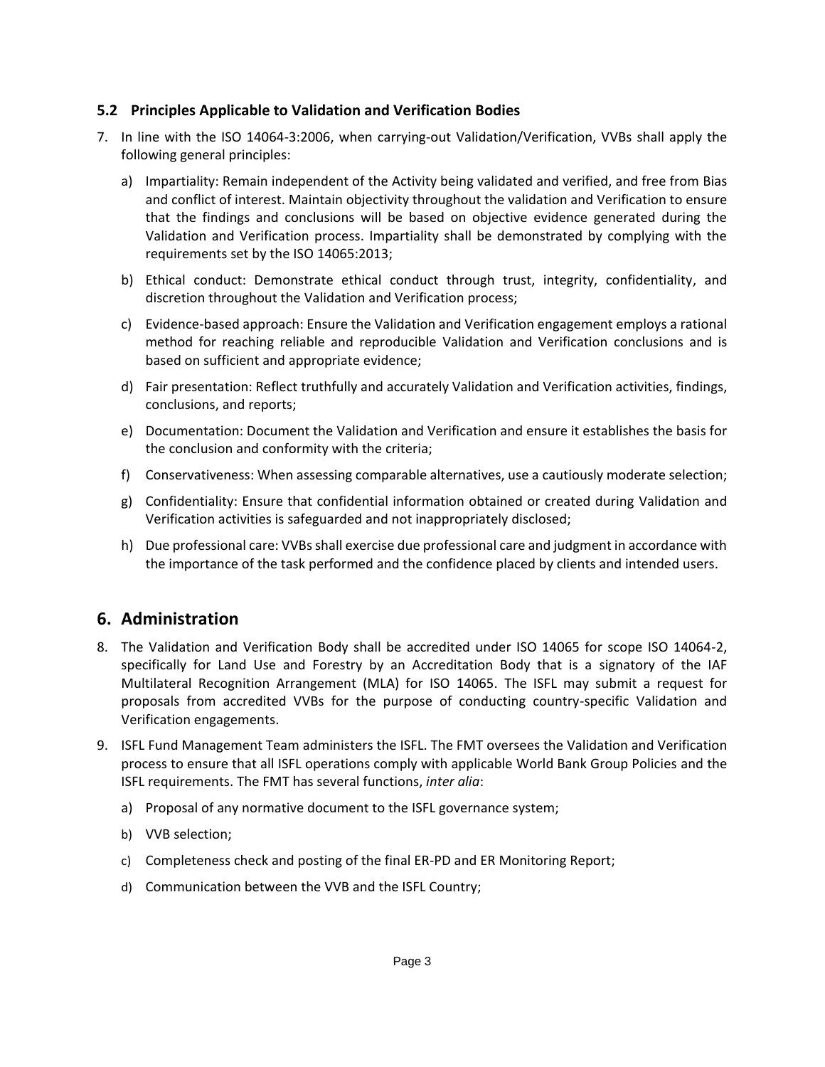### 5.2 Principles Applicable to Validation and Verification Bodies

7. In line with the ISO 14064-3:2006, when carrying-out Validation/Verification, VVBs shall apply the following general principles:

   a) Impartiality: Remain independent of the Activity being validated and verified, and free from Bias and conflict of interest. Maintain objectivity throughout the validation and Verification to ensure that the findings and conclusions will be based on objective evidence generated during the Validation and Verification process. Impartiality shall be demonstrated by complying with the requirements set by the ISO 14065:2013;

   b) Ethical conduct: Demonstrate ethical conduct through trust, integrity, confidentiality, and discretion throughout the Validation and Verification process;

   c) Evidence-based approach: Ensure the Validation and Verification engagement employs a rational method for reaching reliable and reproducible Validation and Verification conclusions and is based on sufficient and appropriate evidence;

   d) Fair presentation: Reflect truthfully and accurately Validation and Verification activities, findings, conclusions, and reports;

   e) Documentation: Document the Validation and Verification and ensure it establishes the basis for the conclusion and conformity with the criteria;

   f) Conservativeness: When assessing comparable alternatives, use a cautiously moderate selection;

   g) Confidentiality: Ensure that confidential information obtained or created during Validation and Verification activities is safeguarded and not inappropriately disclosed;

   h) Due professional care: VVBs shall exercise due professional care and judgment in accordance with the importance of the task performed and the confidence placed by clients and intended users.

## 6. Administration

8. The Validation and Verification Body shall be accredited under ISO 14065 for scope ISO 14064-2, specifically for Land Use and Forestry by an Accreditation Body that is a signatory of the IAF Multilateral Recognition Arrangement (MLA) for ISO 14065. The ISFL may submit a request for proposals from accredited VVBs for the purpose of conducting country-specific Validation and Verification engagements.

9. ISFL Fund Management Team administers the ISFL. The FMT oversees the Validation and Verification process to ensure that all ISFL operations comply with applicable World Bank Group Policies and the ISFL requirements. The FMT has several functions, *inter alia*:

   a) Proposal of any normative document to the ISFL governance system;

   b) VVB selection;

   c) Completeness check and posting of the final ER-PD and ER Monitoring Report;

   d) Communication between the VVB and the ISFL Country;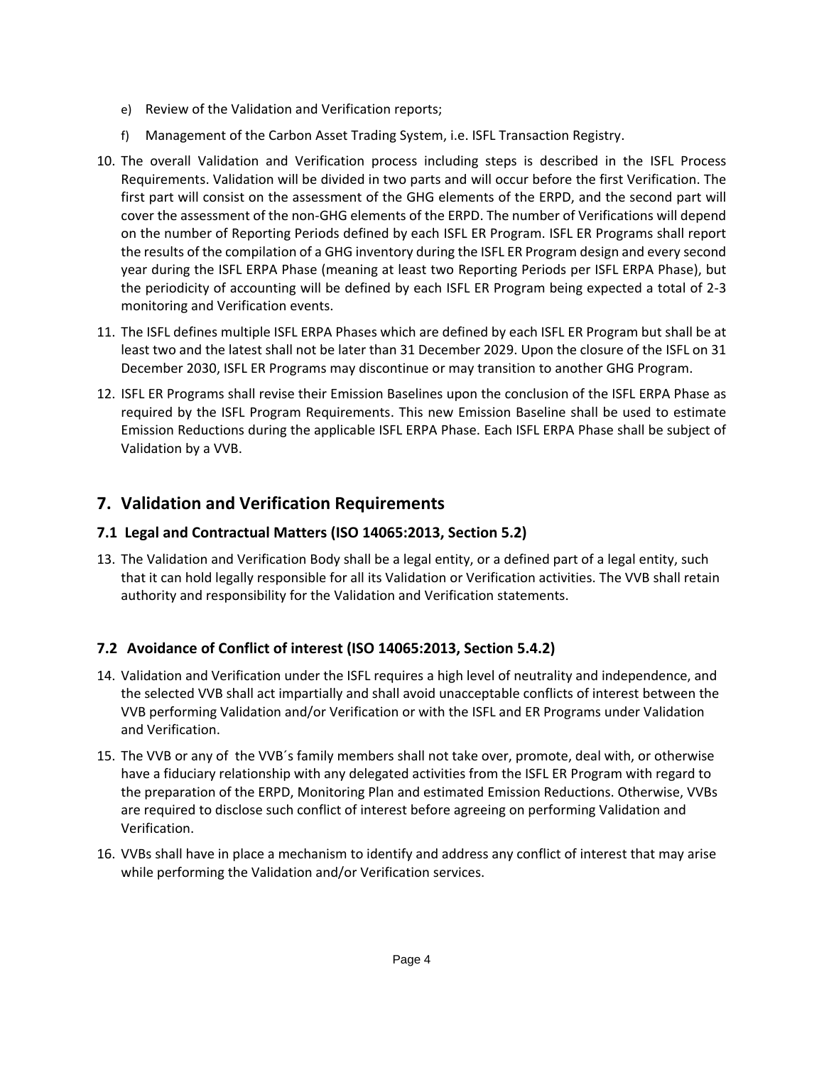e) Review of the Validation and Verification reports;

f) Management of the Carbon Asset Trading System, i.e. ISFL Transaction Registry.

10. The overall Validation and Verification process including steps is described in the ISFL Process Requirements. Validation will be divided in two parts and will occur before the first Verification. The first part will consist on the assessment of the GHG elements of the ERPD, and the second part will cover the assessment of the non-GHG elements of the ERPD. The number of Verifications will depend on the number of Reporting Periods defined by each ISFL ER Program. ISFL ER Programs shall report the results of the compilation of a GHG inventory during the ISFL ER Program design and every second year during the ISFL ERPA Phase (meaning at least two Reporting Periods per ISFL ERPA Phase), but the periodicity of accounting will be defined by each ISFL ER Program being expected a total of 2-3 monitoring and Verification events.

11. The ISFL defines multiple ISFL ERPA Phases which are defined by each ISFL ER Program but shall be at least two and the latest shall not be later than 31 December 2029. Upon the closure of the ISFL on 31 December 2030, ISFL ER Programs may discontinue or may transition to another GHG Program.

12. ISFL ER Programs shall revise their Emission Baselines upon the conclusion of the ISFL ERPA Phase as required by the ISFL Program Requirements. This new Emission Baseline shall be used to estimate Emission Reductions during the applicable ISFL ERPA Phase. Each ISFL ERPA Phase shall be subject of Validation by a VVB.

# 7. Validation and Verification Requirements

## 7.1 Legal and Contractual Matters (ISO 14065:2013, Section 5.2)

13. The Validation and Verification Body shall be a legal entity, or a defined part of a legal entity, such that it can hold legally responsible for all its Validation or Verification activities. The VVB shall retain authority and responsibility for the Validation and Verification statements.

## 7.2 Avoidance of Conflict of interest (ISO 14065:2013, Section 5.4.2)

14. Validation and Verification under the ISFL requires a high level of neutrality and independence, and the selected VVB shall act impartially and shall avoid unacceptable conflicts of interest between the VVB performing Validation and/or Verification or with the ISFL and ER Programs under Validation and Verification.

15. The VVB or any of the VVB´s family members shall not take over, promote, deal with, or otherwise have a fiduciary relationship with any delegated activities from the ISFL ER Program with regard to the preparation of the ERPD, Monitoring Plan and estimated Emission Reductions. Otherwise, VVBs are required to disclose such conflict of interest before agreeing on performing Validation and Verification.

16. VVBs shall have in place a mechanism to identify and address any conflict of interest that may arise while performing the Validation and/or Verification services.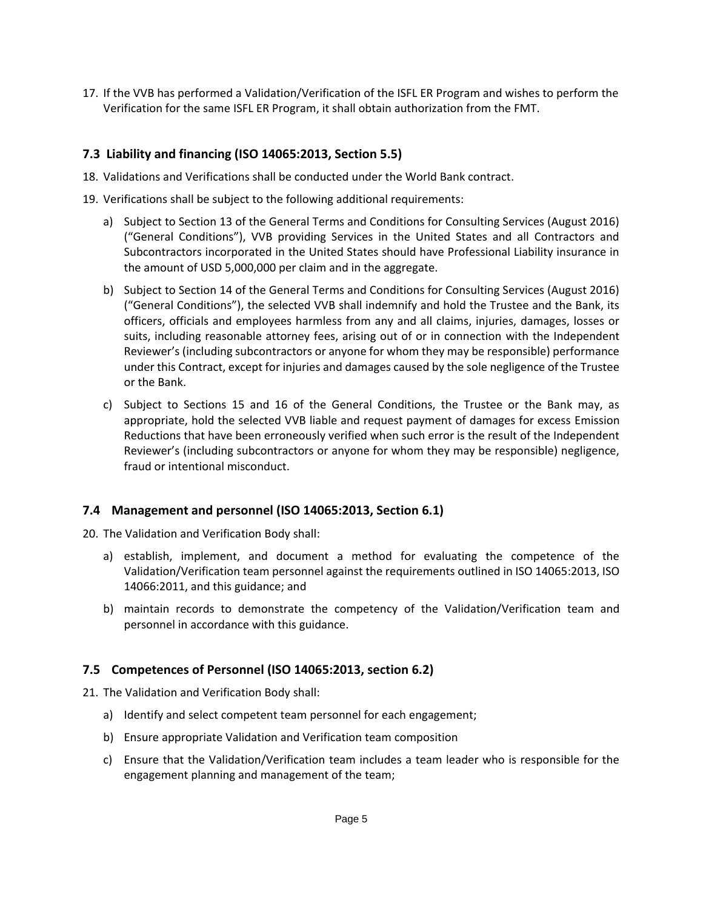17. If the VVB has performed a Validation/Verification of the ISFL ER Program and wishes to perform the Verification for the same ISFL ER Program, it shall obtain authorization from the FMT.

### 7.3 Liability and financing (ISO 14065:2013, Section 5.5)

18. Validations and Verifications shall be conducted under the World Bank contract.
19. Verifications shall be subject to the following additional requirements:
    a) Subject to Section 13 of the General Terms and Conditions for Consulting Services (August 2016) ("General Conditions"), VVB providing Services in the United States and all Contractors and Subcontractors incorporated in the United States should have Professional Liability insurance in the amount of USD 5,000,000 per claim and in the aggregate.
    b) Subject to Section 14 of the General Terms and Conditions for Consulting Services (August 2016) ("General Conditions"), the selected VVB shall indemnify and hold the Trustee and the Bank, its officers, officials and employees harmless from any and all claims, injuries, damages, losses or suits, including reasonable attorney fees, arising out of or in connection with the Independent Reviewer's (including subcontractors or anyone for whom they may be responsible) performance under this Contract, except for injuries and damages caused by the sole negligence of the Trustee or the Bank.
    c) Subject to Sections 15 and 16 of the General Conditions, the Trustee or the Bank may, as appropriate, hold the selected VVB liable and request payment of damages for excess Emission Reductions that have been erroneously verified when such error is the result of the Independent Reviewer's (including subcontractors or anyone for whom they may be responsible) negligence, fraud or intentional misconduct.

### 7.4 Management and personnel (ISO 14065:2013, Section 6.1)

20. The Validation and Verification Body shall:
    a) establish, implement, and document a method for evaluating the competence of the Validation/Verification team personnel against the requirements outlined in ISO 14065:2013, ISO 14066:2011, and this guidance; and
    b) maintain records to demonstrate the competency of the Validation/Verification team and personnel in accordance with this guidance.

### 7.5 Competences of Personnel (ISO 14065:2013, section 6.2)

21. The Validation and Verification Body shall:
    a) Identify and select competent team personnel for each engagement;
    b) Ensure appropriate Validation and Verification team composition
    c) Ensure that the Validation/Verification team includes a team leader who is responsible for the engagement planning and management of the team;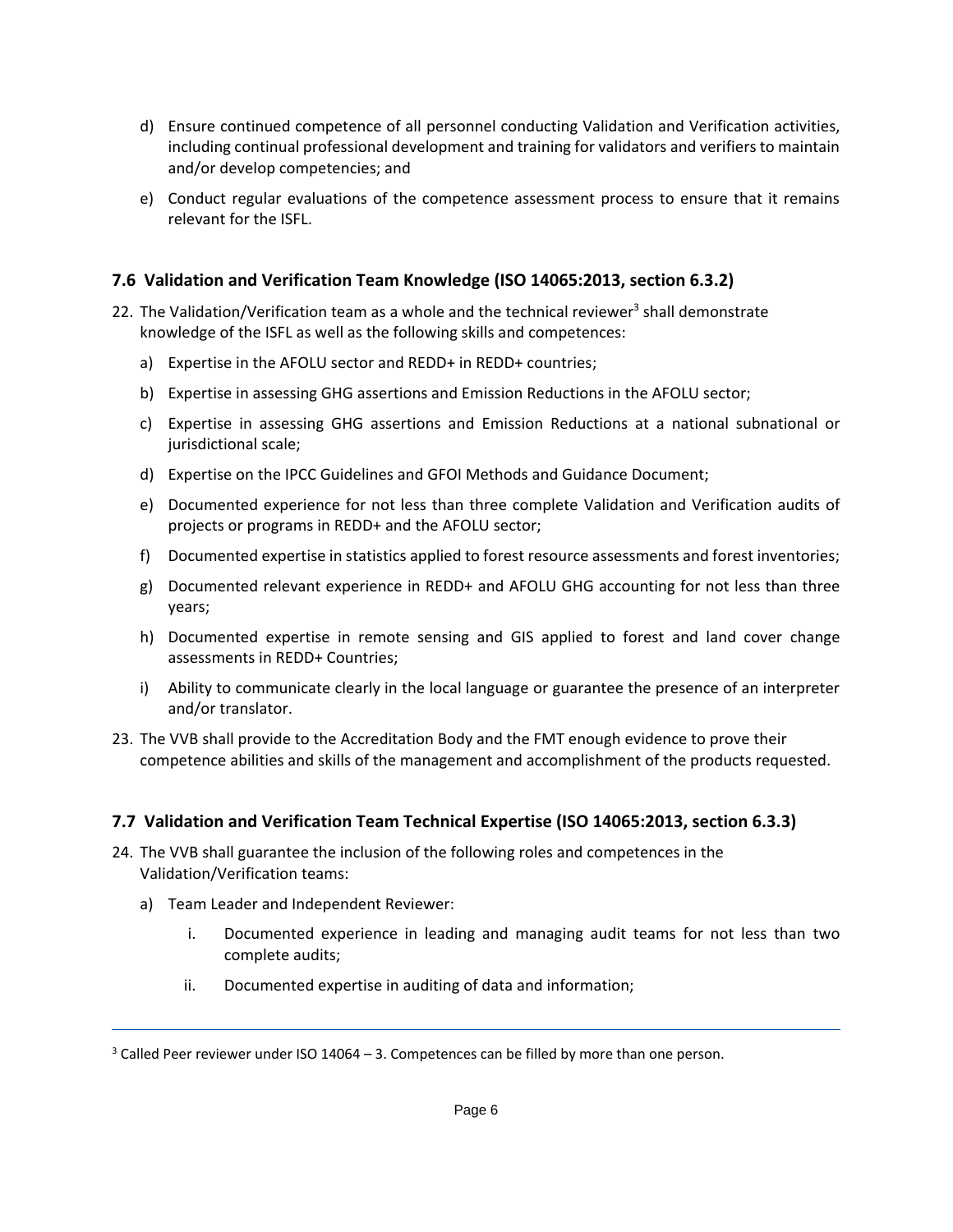d) Ensure continued competence of all personnel conducting Validation and Verification activities, including continual professional development and training for validators and verifiers to maintain and/or develop competencies; and

e) Conduct regular evaluations of the competence assessment process to ensure that it remains relevant for the ISFL.

## 7.6 Validation and Verification Team Knowledge (ISO 14065:2013, section 6.3.2)

22. The Validation/Verification team as a whole and the technical reviewer[3] shall demonstrate knowledge of the ISFL as well as the following skills and competences:

    a) Expertise in the AFOLU sector and REDD+ in REDD+ countries;

    b) Expertise in assessing GHG assertions and Emission Reductions in the AFOLU sector;

    c) Expertise in assessing GHG assertions and Emission Reductions at a national subnational or jurisdictional scale;

    d) Expertise on the IPCC Guidelines and GFOI Methods and Guidance Document;

    e) Documented experience for not less than three complete Validation and Verification audits of projects or programs in REDD+ and the AFOLU sector;

    f) Documented expertise in statistics applied to forest resource assessments and forest inventories;

    g) Documented relevant experience in REDD+ and AFOLU GHG accounting for not less than three years;

    h) Documented expertise in remote sensing and GIS applied to forest and land cover change assessments in REDD+ Countries;

    i) Ability to communicate clearly in the local language or guarantee the presence of an interpreter and/or translator.

23. The VVB shall provide to the Accreditation Body and the FMT enough evidence to prove their competence abilities and skills of the management and accomplishment of the products requested.

## 7.7 Validation and Verification Team Technical Expertise (ISO 14065:2013, section 6.3.3)

24. The VVB shall guarantee the inclusion of the following roles and competences in the Validation/Verification teams:

    a) Team Leader and Independent Reviewer:

        i. Documented experience in leading and managing audit teams for not less than two complete audits;

        ii. Documented expertise in auditing of data and information;

---

[3] Called Peer reviewer under ISO 14064 – 3. Competences can be filled by more than one person.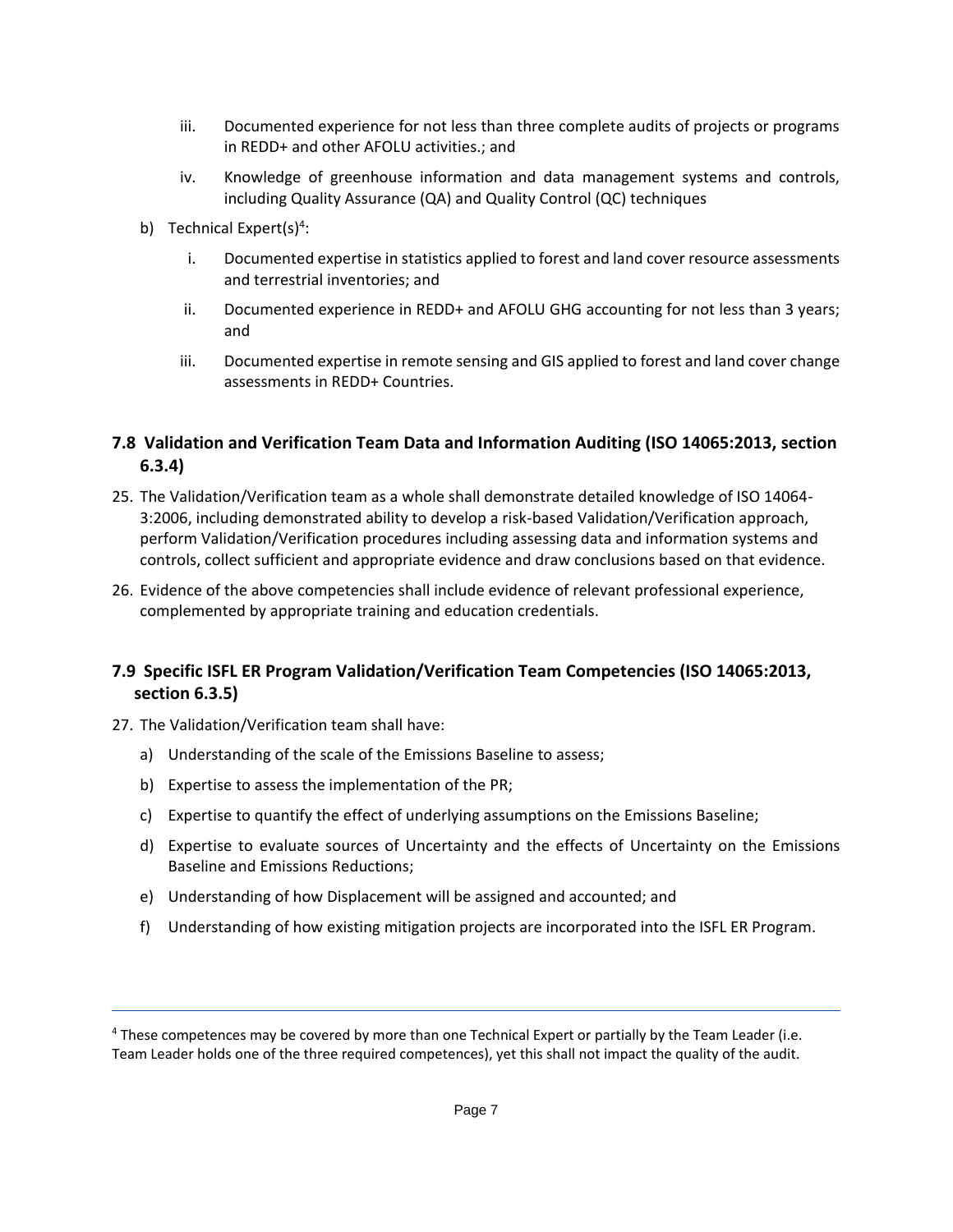iii. Documented experience for not less than three complete audits of projects or programs in REDD+ and other AFOLU activities.; and

   iv. Knowledge of greenhouse information and data management systems and controls, including Quality Assurance (QA) and Quality Control (QC) techniques

b) Technical Expert(s)[4]:

   i. Documented expertise in statistics applied to forest and land cover resource assessments and terrestrial inventories; and

   ii. Documented experience in REDD+ and AFOLU GHG accounting for not less than 3 years; and

   iii. Documented expertise in remote sensing and GIS applied to forest and land cover change assessments in REDD+ Countries.

## 7.8 Validation and Verification Team Data and Information Auditing (ISO 14065:2013, section 6.3.4)

25. The Validation/Verification team as a whole shall demonstrate detailed knowledge of ISO 14064-3:2006, including demonstrated ability to develop a risk-based Validation/Verification approach, perform Validation/Verification procedures including assessing data and information systems and controls, collect sufficient and appropriate evidence and draw conclusions based on that evidence.

26. Evidence of the above competencies shall include evidence of relevant professional experience, complemented by appropriate training and education credentials.

## 7.9 Specific ISFL ER Program Validation/Verification Team Competencies (ISO 14065:2013, section 6.3.5)

27. The Validation/Verification team shall have:

    a) Understanding of the scale of the Emissions Baseline to assess;

    b) Expertise to assess the implementation of the PR;

    c) Expertise to quantify the effect of underlying assumptions on the Emissions Baseline;

    d) Expertise to evaluate sources of Uncertainty and the effects of Uncertainty on the Emissions Baseline and Emissions Reductions;

    e) Understanding of how Displacement will be assigned and accounted; and

    f) Understanding of how existing mitigation projects are incorporated into the ISFL ER Program.

---

[4] These competences may be covered by more than one Technical Expert or partially by the Team Leader (i.e. Team Leader holds one of the three required competences), yet this shall not impact the quality of the audit.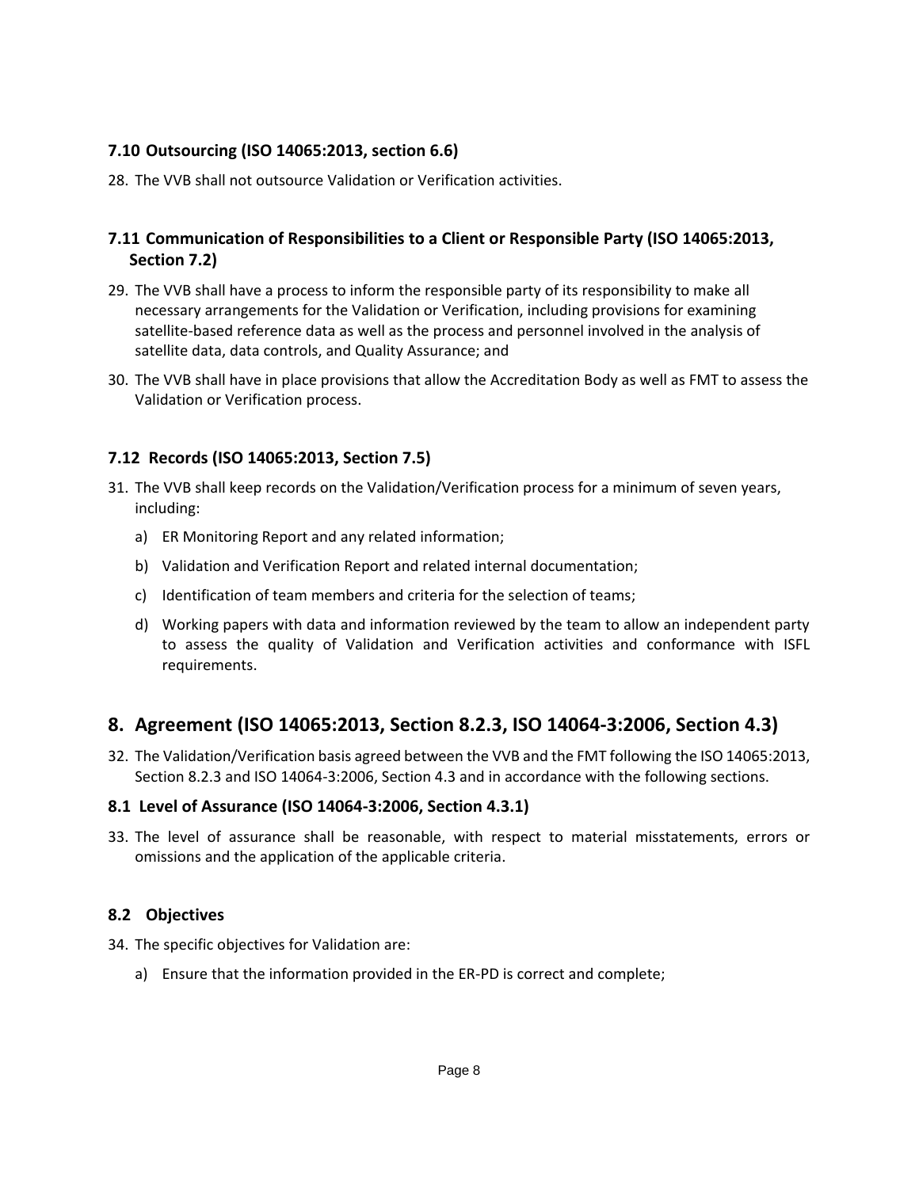### 7.10 Outsourcing (ISO 14065:2013, section 6.6)

28. The VVB shall not outsource Validation or Verification activities.

### 7.11 Communication of Responsibilities to a Client or Responsible Party (ISO 14065:2013, Section 7.2)

29. The VVB shall have a process to inform the responsible party of its responsibility to make all necessary arrangements for the Validation or Verification, including provisions for examining satellite-based reference data as well as the process and personnel involved in the analysis of satellite data, data controls, and Quality Assurance; and

30. The VVB shall have in place provisions that allow the Accreditation Body as well as FMT to assess the Validation or Verification process.

### 7.12 Records (ISO 14065:2013, Section 7.5)

31. The VVB shall keep records on the Validation/Verification process for a minimum of seven years, including:

    a) ER Monitoring Report and any related information;

    b) Validation and Verification Report and related internal documentation;

    c) Identification of team members and criteria for the selection of teams;

    d) Working papers with data and information reviewed by the team to allow an independent party to assess the quality of Validation and Verification activities and conformance with ISFL requirements.

## 8. Agreement (ISO 14065:2013, Section 8.2.3, ISO 14064-3:2006, Section 4.3)

32. The Validation/Verification basis agreed between the VVB and the FMT following the ISO 14065:2013, Section 8.2.3 and ISO 14064-3:2006, Section 4.3 and in accordance with the following sections.

### 8.1 Level of Assurance (ISO 14064-3:2006, Section 4.3.1)

33. The level of assurance shall be reasonable, with respect to material misstatements, errors or omissions and the application of the applicable criteria.

### 8.2 Objectives

34. The specific objectives for Validation are:

    a) Ensure that the information provided in the ER-PD is correct and complete;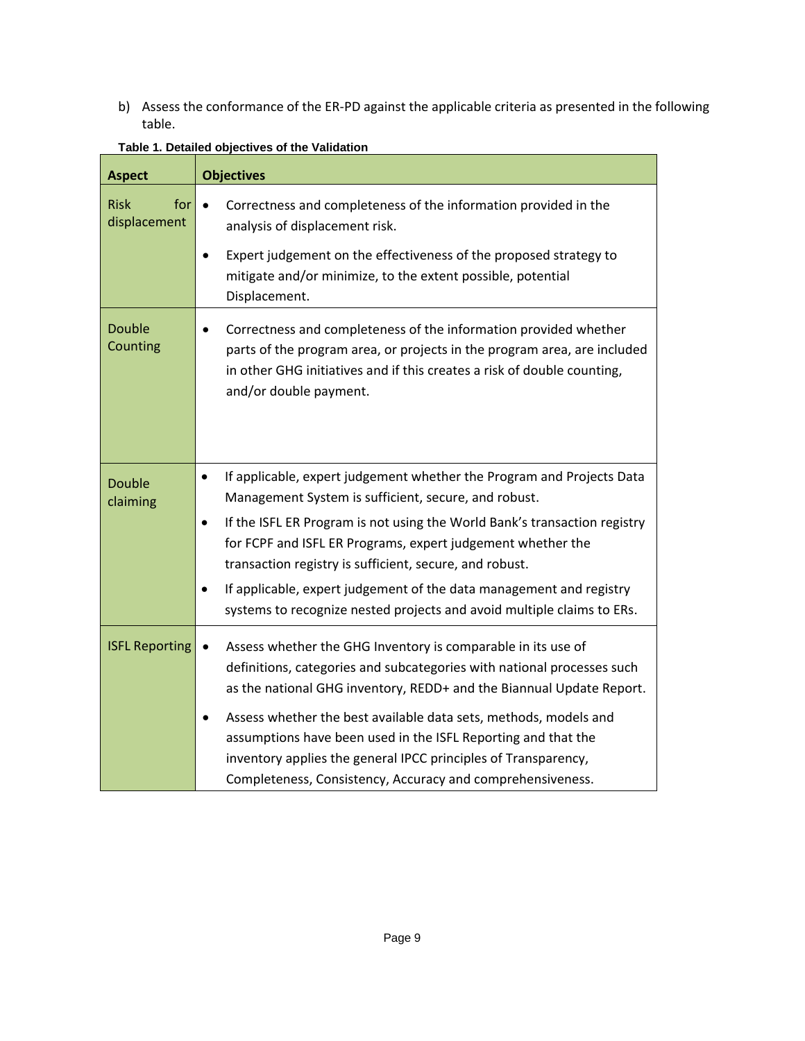b) Assess the conformance of the ER-PD against the applicable criteria as presented in the following table.

**Table 1. Detailed objectives of the Validation**

| Aspect | Objectives |
|---|---|
| Risk for displacement | • Correctness and completeness of the information provided in the analysis of displacement risk.<br>• Expert judgement on the effectiveness of the proposed strategy to mitigate and/or minimize, to the extent possible, potential Displacement. |
| Double Counting | • Correctness and completeness of the information provided whether parts of the program area, or projects in the program area, are included in other GHG initiatives and if this creates a risk of double counting, and/or double payment. |
| Double claiming | • If applicable, expert judgement whether the Program and Projects Data Management System is sufficient, secure, and robust.<br>• If the ISFL ER Program is not using the World Bank's transaction registry for FCPF and ISFL ER Programs, expert judgement whether the transaction registry is sufficient, secure, and robust.<br>• If applicable, expert judgement of the data management and registry systems to recognize nested projects and avoid multiple claims to ERs. |
| ISFL Reporting | • Assess whether the GHG Inventory is comparable in its use of definitions, categories and subcategories with national processes such as the national GHG inventory, REDD+ and the Biannual Update Report.<br>• Assess whether the best available data sets, methods, models and assumptions have been used in the ISFL Reporting and that the inventory applies the general IPCC principles of Transparency, Completeness, Consistency, Accuracy and comprehensiveness. |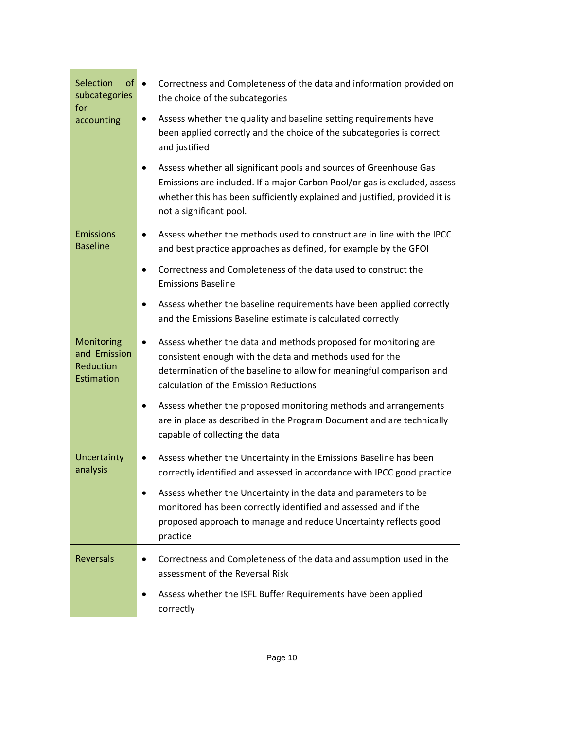| | |
|---|---|
| Selection of subcategories for accounting | • Correctness and Completeness of the data and information provided on the choice of the subcategories<br>• Assess whether the quality and baseline setting requirements have been applied correctly and the choice of the subcategories is correct and justified<br>• Assess whether all significant pools and sources of Greenhouse Gas Emissions are included. If a major Carbon Pool/or gas is excluded, assess whether this has been sufficiently explained and justified, provided it is not a significant pool. |
| Emissions Baseline | • Assess whether the methods used to construct are in line with the IPCC and best practice approaches as defined, for example by the GFOI<br>• Correctness and Completeness of the data used to construct the Emissions Baseline<br>• Assess whether the baseline requirements have been applied correctly and the Emissions Baseline estimate is calculated correctly |
| Monitoring and Emission Reduction Estimation | • Assess whether the data and methods proposed for monitoring are consistent enough with the data and methods used for the determination of the baseline to allow for meaningful comparison and calculation of the Emission Reductions<br>• Assess whether the proposed monitoring methods and arrangements are in place as described in the Program Document and are technically capable of collecting the data |
| Uncertainty analysis | • Assess whether the Uncertainty in the Emissions Baseline has been correctly identified and assessed in accordance with IPCC good practice<br>• Assess whether the Uncertainty in the data and parameters to be monitored has been correctly identified and assessed and if the proposed approach to manage and reduce Uncertainty reflects good practice |
| Reversals | • Correctness and Completeness of the data and assumption used in the assessment of the Reversal Risk<br>• Assess whether the ISFL Buffer Requirements have been applied correctly |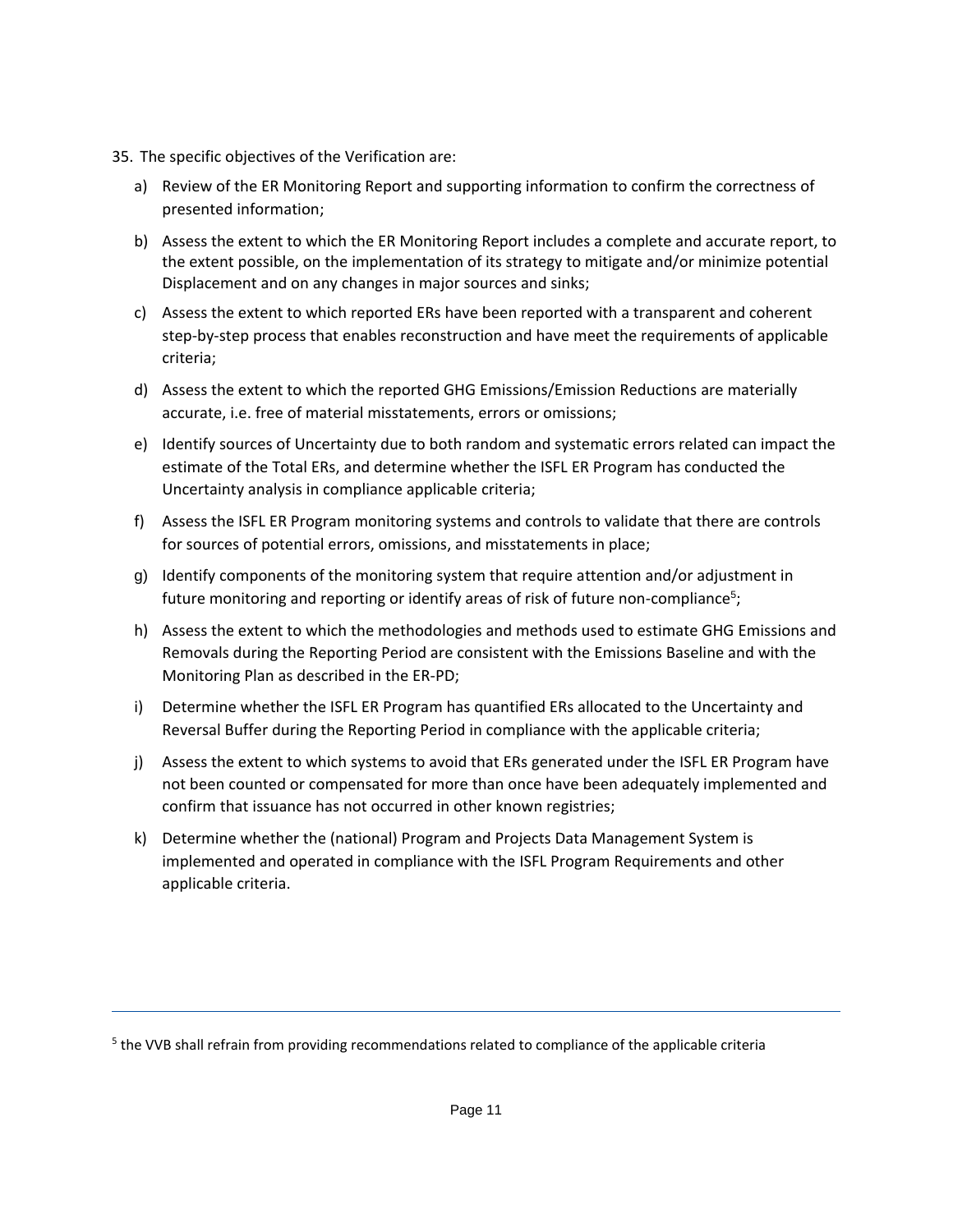35. The specific objectives of the Verification are:

   a) Review of the ER Monitoring Report and supporting information to confirm the correctness of presented information;

   b) Assess the extent to which the ER Monitoring Report includes a complete and accurate report, to the extent possible, on the implementation of its strategy to mitigate and/or minimize potential Displacement and on any changes in major sources and sinks;

   c) Assess the extent to which reported ERs have been reported with a transparent and coherent step-by-step process that enables reconstruction and have meet the requirements of applicable criteria;

   d) Assess the extent to which the reported GHG Emissions/Emission Reductions are materially accurate, i.e. free of material misstatements, errors or omissions;

   e) Identify sources of Uncertainty due to both random and systematic errors related can impact the estimate of the Total ERs, and determine whether the ISFL ER Program has conducted the Uncertainty analysis in compliance applicable criteria;

   f) Assess the ISFL ER Program monitoring systems and controls to validate that there are controls for sources of potential errors, omissions, and misstatements in place;

   g) Identify components of the monitoring system that require attention and/or adjustment in future monitoring and reporting or identify areas of risk of future non-compliance[5];

   h) Assess the extent to which the methodologies and methods used to estimate GHG Emissions and Removals during the Reporting Period are consistent with the Emissions Baseline and with the Monitoring Plan as described in the ER-PD;

   i) Determine whether the ISFL ER Program has quantified ERs allocated to the Uncertainty and Reversal Buffer during the Reporting Period in compliance with the applicable criteria;

   j) Assess the extent to which systems to avoid that ERs generated under the ISFL ER Program have not been counted or compensated for more than once have been adequately implemented and confirm that issuance has not occurred in other known registries;

   k) Determine whether the (national) Program and Projects Data Management System is implemented and operated in compliance with the ISFL Program Requirements and other applicable criteria.

---

[5] the VVB shall refrain from providing recommendations related to compliance of the applicable criteria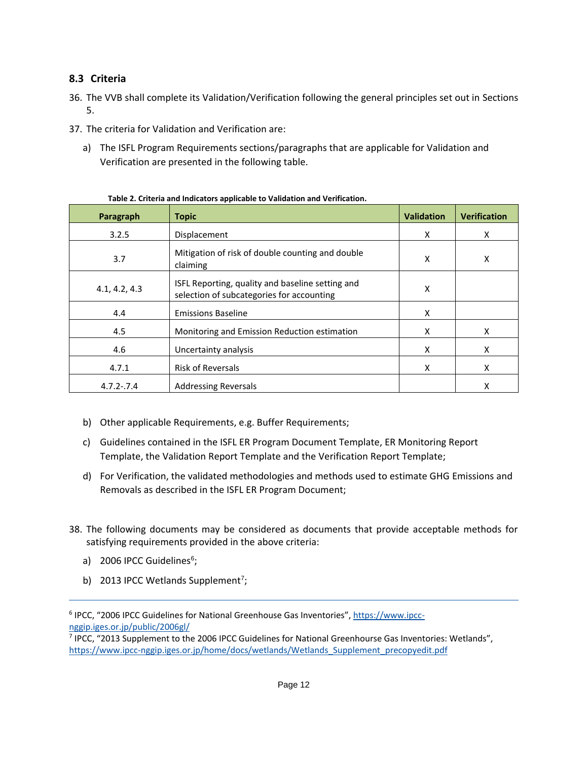## 8.3 Criteria

36. The VVB shall complete its Validation/Verification following the general principles set out in Sections 5.

37. The criteria for Validation and Verification are:

    a) The ISFL Program Requirements sections/paragraphs that are applicable for Validation and Verification are presented in the following table.

**Table 2. Criteria and Indicators applicable to Validation and Verification.**

| Paragraph | Topic | Validation | Verification |
|---|---|---|---|
| 3.2.5 | Displacement | X | X |
| 3.7 | Mitigation of risk of double counting and double claiming | X | X |
| 4.1, 4.2, 4.3 | ISFL Reporting, quality and baseline setting and selection of subcategories for accounting | X | |
| 4.4 | Emissions Baseline | X | |
| 4.5 | Monitoring and Emission Reduction estimation | X | X |
| 4.6 | Uncertainty analysis | X | X |
| 4.7.1 | Risk of Reversals | X | X |
| 4.7.2-.7.4 | Addressing Reversals | | X |

    b) Other applicable Requirements, e.g. Buffer Requirements;

    c) Guidelines contained in the ISFL ER Program Document Template, ER Monitoring Report Template, the Validation Report Template and the Verification Report Template;

    d) For Verification, the validated methodologies and methods used to estimate GHG Emissions and Removals as described in the ISFL ER Program Document;

38. The following documents may be considered as documents that provide acceptable methods for satisfying requirements provided in the above criteria:

    a) 2006 IPCC Guidelines[6];

    b) 2013 IPCC Wetlands Supplement[7];

---

[6] IPCC, "2006 IPCC Guidelines for National Greenhouse Gas Inventories", https://www.ipcc-nggip.iges.or.jp/public/2006gl/

[7] IPCC, "2013 Supplement to the 2006 IPCC Guidelines for National Greenhourse Gas Inventories: Wetlands", https://www.ipcc-nggip.iges.or.jp/home/docs/wetlands/Wetlands_Supplement_precopyedit.pdf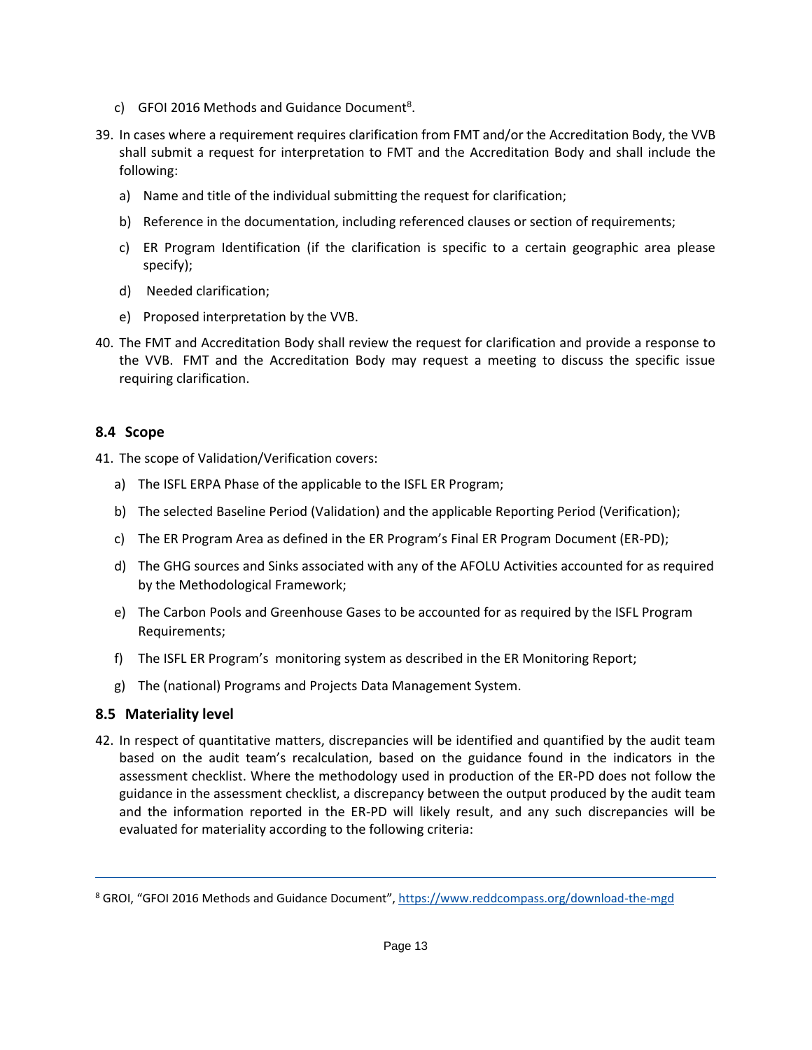c) GFOI 2016 Methods and Guidance Document[8].

39. In cases where a requirement requires clarification from FMT and/or the Accreditation Body, the VVB shall submit a request for interpretation to FMT and the Accreditation Body and shall include the following:

   a) Name and title of the individual submitting the request for clarification;

   b) Reference in the documentation, including referenced clauses or section of requirements;

   c) ER Program Identification (if the clarification is specific to a certain geographic area please specify);

   d) Needed clarification;

   e) Proposed interpretation by the VVB.

40. The FMT and Accreditation Body shall review the request for clarification and provide a response to the VVB. FMT and the Accreditation Body may request a meeting to discuss the specific issue requiring clarification.

## 8.4 Scope

41. The scope of Validation/Verification covers:

   a) The ISFL ERPA Phase of the applicable to the ISFL ER Program;

   b) The selected Baseline Period (Validation) and the applicable Reporting Period (Verification);

   c) The ER Program Area as defined in the ER Program's Final ER Program Document (ER-PD);

   d) The GHG sources and Sinks associated with any of the AFOLU Activities accounted for as required by the Methodological Framework;

   e) The Carbon Pools and Greenhouse Gases to be accounted for as required by the ISFL Program Requirements;

   f) The ISFL ER Program's monitoring system as described in the ER Monitoring Report;

   g) The (national) Programs and Projects Data Management System.

## 8.5 Materiality level

42. In respect of quantitative matters, discrepancies will be identified and quantified by the audit team based on the audit team's recalculation, based on the guidance found in the indicators in the assessment checklist. Where the methodology used in production of the ER-PD does not follow the guidance in the assessment checklist, a discrepancy between the output produced by the audit team and the information reported in the ER-PD will likely result, and any such discrepancies will be evaluated for materiality according to the following criteria:

---

[8] GROI, "GFOI 2016 Methods and Guidance Document", https://www.reddcompass.org/download-the-mgd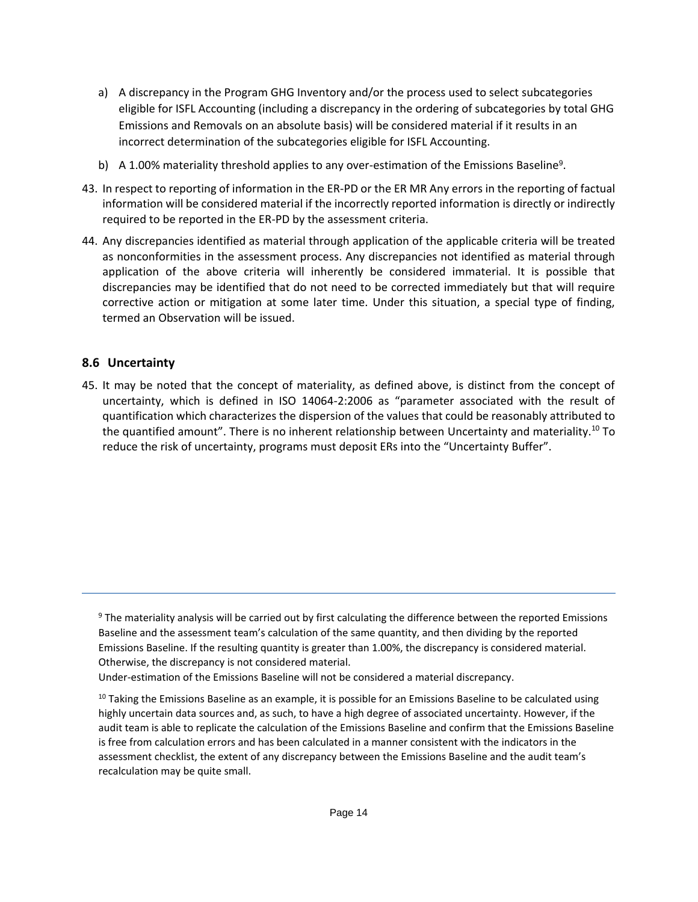a) A discrepancy in the Program GHG Inventory and/or the process used to select subcategories eligible for ISFL Accounting (including a discrepancy in the ordering of subcategories by total GHG Emissions and Removals on an absolute basis) will be considered material if it results in an incorrect determination of the subcategories eligible for ISFL Accounting.

b) A 1.00% materiality threshold applies to any over-estimation of the Emissions Baseline[9].

43. In respect to reporting of information in the ER-PD or the ER MR Any errors in the reporting of factual information will be considered material if the incorrectly reported information is directly or indirectly required to be reported in the ER-PD by the assessment criteria.

44. Any discrepancies identified as material through application of the applicable criteria will be treated as nonconformities in the assessment process. Any discrepancies not identified as material through application of the above criteria will inherently be considered immaterial. It is possible that discrepancies may be identified that do not need to be corrected immediately but that will require corrective action or mitigation at some later time. Under this situation, a special type of finding, termed an Observation will be issued.

## 8.6 Uncertainty

45. It may be noted that the concept of materiality, as defined above, is distinct from the concept of uncertainty, which is defined in ISO 14064-2:2006 as "parameter associated with the result of quantification which characterizes the dispersion of the values that could be reasonably attributed to the quantified amount". There is no inherent relationship between Uncertainty and materiality.[10] To reduce the risk of uncertainty, programs must deposit ERs into the "Uncertainty Buffer".

---

[9] The materiality analysis will be carried out by first calculating the difference between the reported Emissions Baseline and the assessment team's calculation of the same quantity, and then dividing by the reported Emissions Baseline. If the resulting quantity is greater than 1.00%, the discrepancy is considered material. Otherwise, the discrepancy is not considered material.
Under-estimation of the Emissions Baseline will not be considered a material discrepancy.

[10] Taking the Emissions Baseline as an example, it is possible for an Emissions Baseline to be calculated using highly uncertain data sources and, as such, to have a high degree of associated uncertainty. However, if the audit team is able to replicate the calculation of the Emissions Baseline and confirm that the Emissions Baseline is free from calculation errors and has been calculated in a manner consistent with the indicators in the assessment checklist, the extent of any discrepancy between the Emissions Baseline and the audit team's recalculation may be quite small.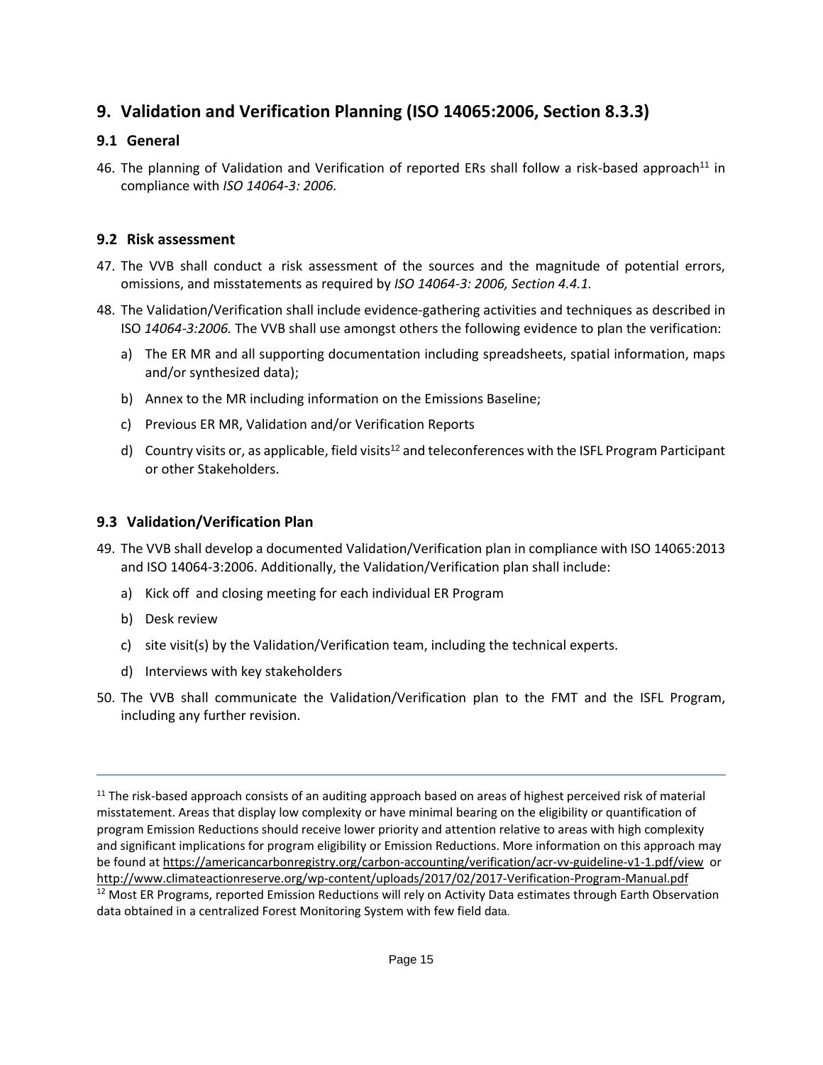## 9. Validation and Verification Planning (ISO 14065:2006, Section 8.3.3)

### 9.1 General

46. The planning of Validation and Verification of reported ERs shall follow a risk-based approach[11] in compliance with *ISO 14064-3: 2006.*

### 9.2 Risk assessment

47. The VVB shall conduct a risk assessment of the sources and the magnitude of potential errors, omissions, and misstatements as required by *ISO 14064-3: 2006, Section 4.4.1.*
48. The Validation/Verification shall include evidence-gathering activities and techniques as described in ISO *14064-3:2006.* The VVB shall use amongst others the following evidence to plan the verification:
    a) The ER MR and all supporting documentation including spreadsheets, spatial information, maps and/or synthesized data);
    b) Annex to the MR including information on the Emissions Baseline;
    c) Previous ER MR, Validation and/or Verification Reports
    d) Country visits or, as applicable, field visits[12] and teleconferences with the ISFL Program Participant or other Stakeholders.

### 9.3 Validation/Verification Plan

49. The VVB shall develop a documented Validation/Verification plan in compliance with ISO 14065:2013 and ISO 14064-3:2006. Additionally, the Validation/Verification plan shall include:
    a) Kick off and closing meeting for each individual ER Program
    b) Desk review
    c) site visit(s) by the Validation/Verification team, including the technical experts.
    d) Interviews with key stakeholders
50. The VVB shall communicate the Validation/Verification plan to the FMT and the ISFL Program, including any further revision.

---

[11] The risk-based approach consists of an auditing approach based on areas of highest perceived risk of material misstatement. Areas that display low complexity or have minimal bearing on the eligibility or quantification of program Emission Reductions should receive lower priority and attention relative to areas with high complexity and significant implications for program eligibility or Emission Reductions. More information on this approach may be found at https://americancarbonregistry.org/carbon-accounting/verification/acr-vv-guideline-v1-1.pdf/view or http://www.climateactionreserve.org/wp-content/uploads/2017/02/2017-Verification-Program-Manual.pdf

[12] Most ER Programs, reported Emission Reductions will rely on Activity Data estimates through Earth Observation data obtained in a centralized Forest Monitoring System with few field data.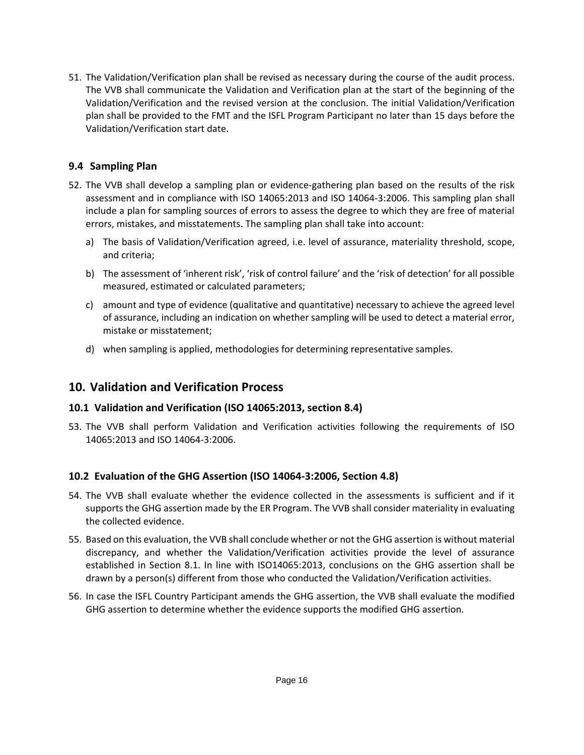51. The Validation/Verification plan shall be revised as necessary during the course of the audit process. The VVB shall communicate the Validation and Verification plan at the start of the beginning of the Validation/Verification and the revised version at the conclusion. The initial Validation/Verification plan shall be provided to the FMT and the ISFL Program Participant no later than 15 days before the Validation/Verification start date.

### 9.4 Sampling Plan

52. The VVB shall develop a sampling plan or evidence-gathering plan based on the results of the risk assessment and in compliance with ISO 14065:2013 and ISO 14064-3:2006. This sampling plan shall include a plan for sampling sources of errors to assess the degree to which they are free of material errors, mistakes, and misstatements. The sampling plan shall take into account:

    a) The basis of Validation/Verification agreed, i.e. level of assurance, materiality threshold, scope, and criteria;

    b) The assessment of 'inherent risk', 'risk of control failure' and the 'risk of detection' for all possible measured, estimated or calculated parameters;

    c) amount and type of evidence (qualitative and quantitative) necessary to achieve the agreed level of assurance, including an indication on whether sampling will be used to detect a material error, mistake or misstatement;

    d) when sampling is applied, methodologies for determining representative samples.

## 10. Validation and Verification Process

### 10.1 Validation and Verification (ISO 14065:2013, section 8.4)

53. The VVB shall perform Validation and Verification activities following the requirements of ISO 14065:2013 and ISO 14064-3:2006.

### 10.2 Evaluation of the GHG Assertion (ISO 14064-3:2006, Section 4.8)

54. The VVB shall evaluate whether the evidence collected in the assessments is sufficient and if it supports the GHG assertion made by the ER Program. The VVB shall consider materiality in evaluating the collected evidence.

55. Based on this evaluation, the VVB shall conclude whether or not the GHG assertion is without material discrepancy, and whether the Validation/Verification activities provide the level of assurance established in Section 8.1. In line with ISO14065:2013, conclusions on the GHG assertion shall be drawn by a person(s) different from those who conducted the Validation/Verification activities.

56. In case the ISFL Country Participant amends the GHG assertion, the VVB shall evaluate the modified GHG assertion to determine whether the evidence supports the modified GHG assertion.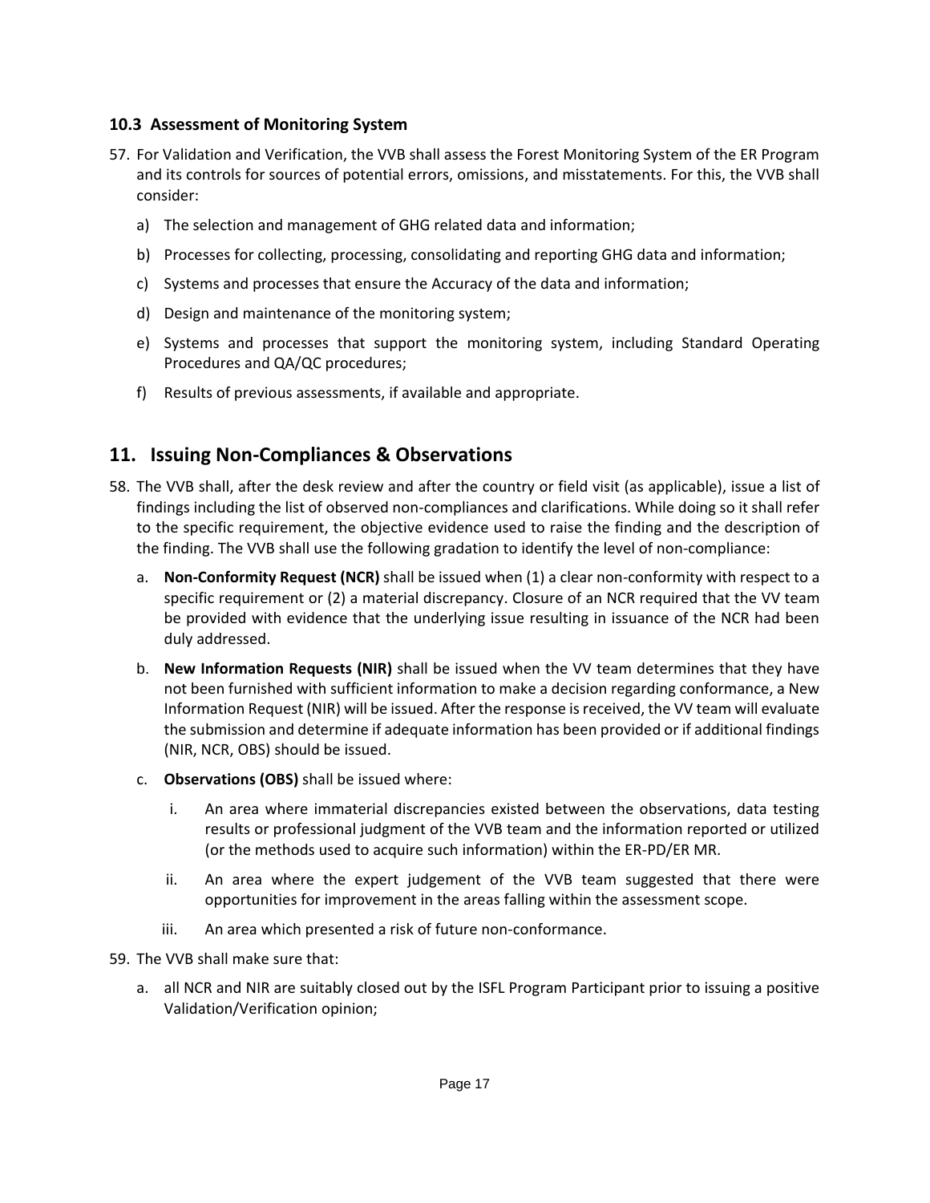### 10.3 Assessment of Monitoring System

57. For Validation and Verification, the VVB shall assess the Forest Monitoring System of the ER Program and its controls for sources of potential errors, omissions, and misstatements. For this, the VVB shall consider:

    a) The selection and management of GHG related data and information;

    b) Processes for collecting, processing, consolidating and reporting GHG data and information;

    c) Systems and processes that ensure the Accuracy of the data and information;

    d) Design and maintenance of the monitoring system;

    e) Systems and processes that support the monitoring system, including Standard Operating Procedures and QA/QC procedures;

    f) Results of previous assessments, if available and appropriate.

## 11. Issuing Non-Compliances & Observations

58. The VVB shall, after the desk review and after the country or field visit (as applicable), issue a list of findings including the list of observed non-compliances and clarifications. While doing so it shall refer to the specific requirement, the objective evidence used to raise the finding and the description of the finding. The VVB shall use the following gradation to identify the level of non-compliance:

    a. **Non-Conformity Request (NCR)** shall be issued when (1) a clear non-conformity with respect to a specific requirement or (2) a material discrepancy. Closure of an NCR required that the VV team be provided with evidence that the underlying issue resulting in issuance of the NCR had been duly addressed.

    b. **New Information Requests (NIR)** shall be issued when the VV team determines that they have not been furnished with sufficient information to make a decision regarding conformance, a New Information Request (NIR) will be issued. After the response is received, the VV team will evaluate the submission and determine if adequate information has been provided or if additional findings (NIR, NCR, OBS) should be issued.

    c. **Observations (OBS)** shall be issued where:

        i. An area where immaterial discrepancies existed between the observations, data testing results or professional judgment of the VVB team and the information reported or utilized (or the methods used to acquire such information) within the ER-PD/ER MR.

        ii. An area where the expert judgement of the VVB team suggested that there were opportunities for improvement in the areas falling within the assessment scope.

        iii. An area which presented a risk of future non-conformance.

59. The VVB shall make sure that:

    a. all NCR and NIR are suitably closed out by the ISFL Program Participant prior to issuing a positive Validation/Verification opinion;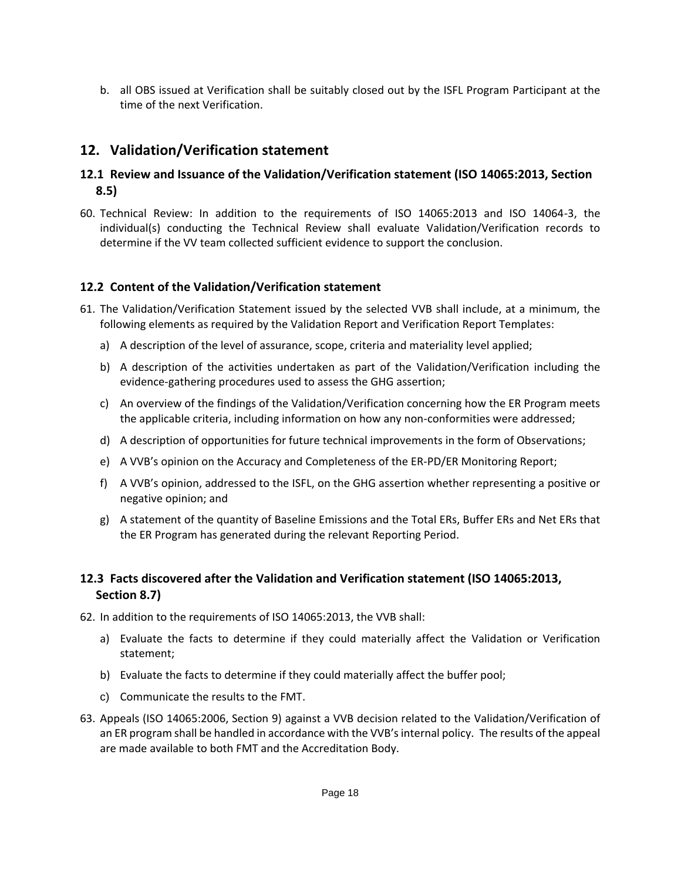b. all OBS issued at Verification shall be suitably closed out by the ISFL Program Participant at the time of the next Verification.

## 12. Validation/Verification statement

### 12.1 Review and Issuance of the Validation/Verification statement (ISO 14065:2013, Section 8.5)

60. Technical Review: In addition to the requirements of ISO 14065:2013 and ISO 14064-3, the individual(s) conducting the Technical Review shall evaluate Validation/Verification records to determine if the VV team collected sufficient evidence to support the conclusion.

### 12.2 Content of the Validation/Verification statement

61. The Validation/Verification Statement issued by the selected VVB shall include, at a minimum, the following elements as required by the Validation Report and Verification Report Templates:
    a) A description of the level of assurance, scope, criteria and materiality level applied;
    b) A description of the activities undertaken as part of the Validation/Verification including the evidence-gathering procedures used to assess the GHG assertion;
    c) An overview of the findings of the Validation/Verification concerning how the ER Program meets the applicable criteria, including information on how any non-conformities were addressed;
    d) A description of opportunities for future technical improvements in the form of Observations;
    e) A VVB's opinion on the Accuracy and Completeness of the ER-PD/ER Monitoring Report;
    f) A VVB's opinion, addressed to the ISFL, on the GHG assertion whether representing a positive or negative opinion; and
    g) A statement of the quantity of Baseline Emissions and the Total ERs, Buffer ERs and Net ERs that the ER Program has generated during the relevant Reporting Period.

### 12.3 Facts discovered after the Validation and Verification statement (ISO 14065:2013, Section 8.7)

62. In addition to the requirements of ISO 14065:2013, the VVB shall:
    a) Evaluate the facts to determine if they could materially affect the Validation or Verification statement;
    b) Evaluate the facts to determine if they could materially affect the buffer pool;
    c) Communicate the results to the FMT.
63. Appeals (ISO 14065:2006, Section 9) against a VVB decision related to the Validation/Verification of an ER program shall be handled in accordance with the VVB's internal policy. The results of the appeal are made available to both FMT and the Accreditation Body.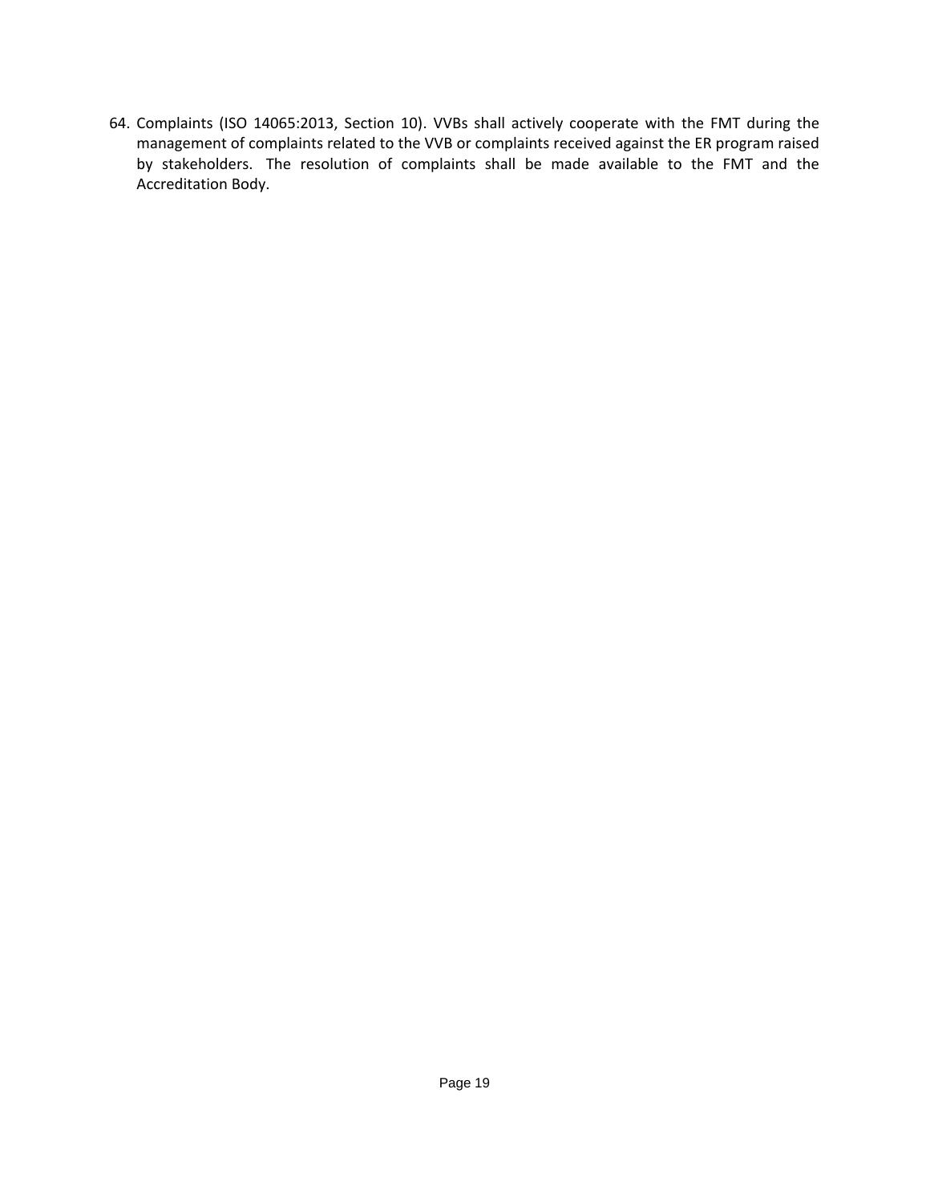64. Complaints (ISO 14065:2013, Section 10). VVBs shall actively cooperate with the FMT during the management of complaints related to the VVB or complaints received against the ER program raised by stakeholders. The resolution of complaints shall be made available to the FMT and the Accreditation Body.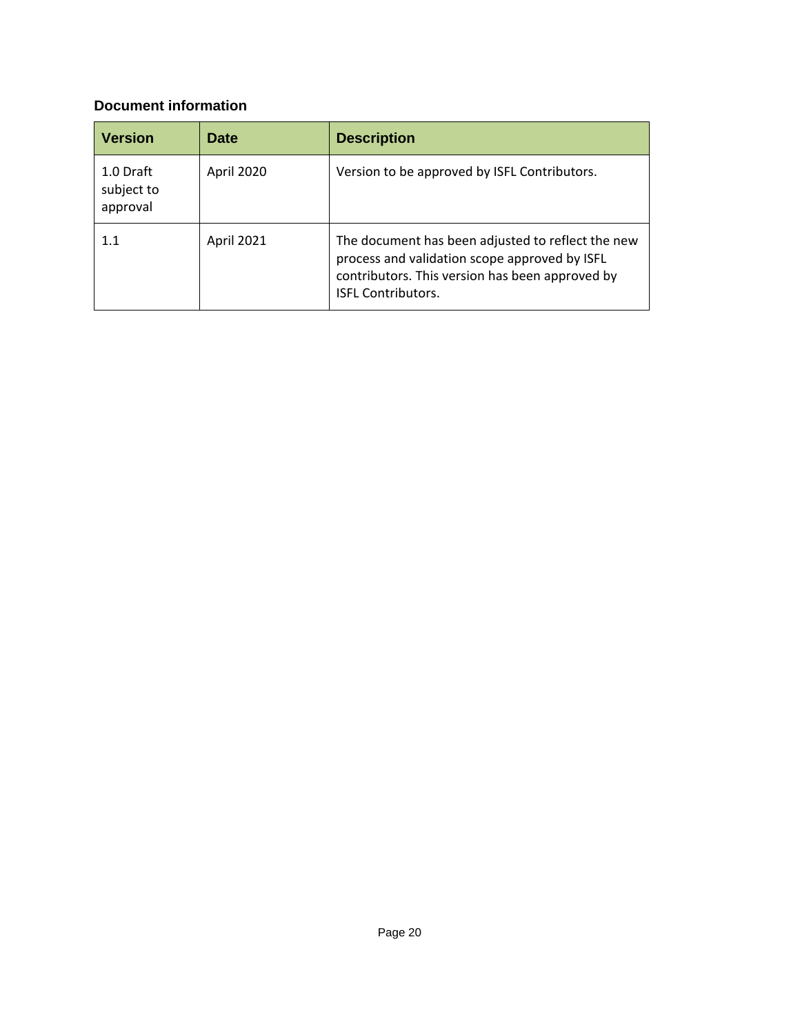### Document information

| Version | Date | Description |
|---|---|---|
| 1.0 Draft subject to approval | April 2020 | Version to be approved by ISFL Contributors. |
| 1.1 | April 2021 | The document has been adjusted to reflect the new process and validation scope approved by ISFL contributors. This version has been approved by ISFL Contributors. |